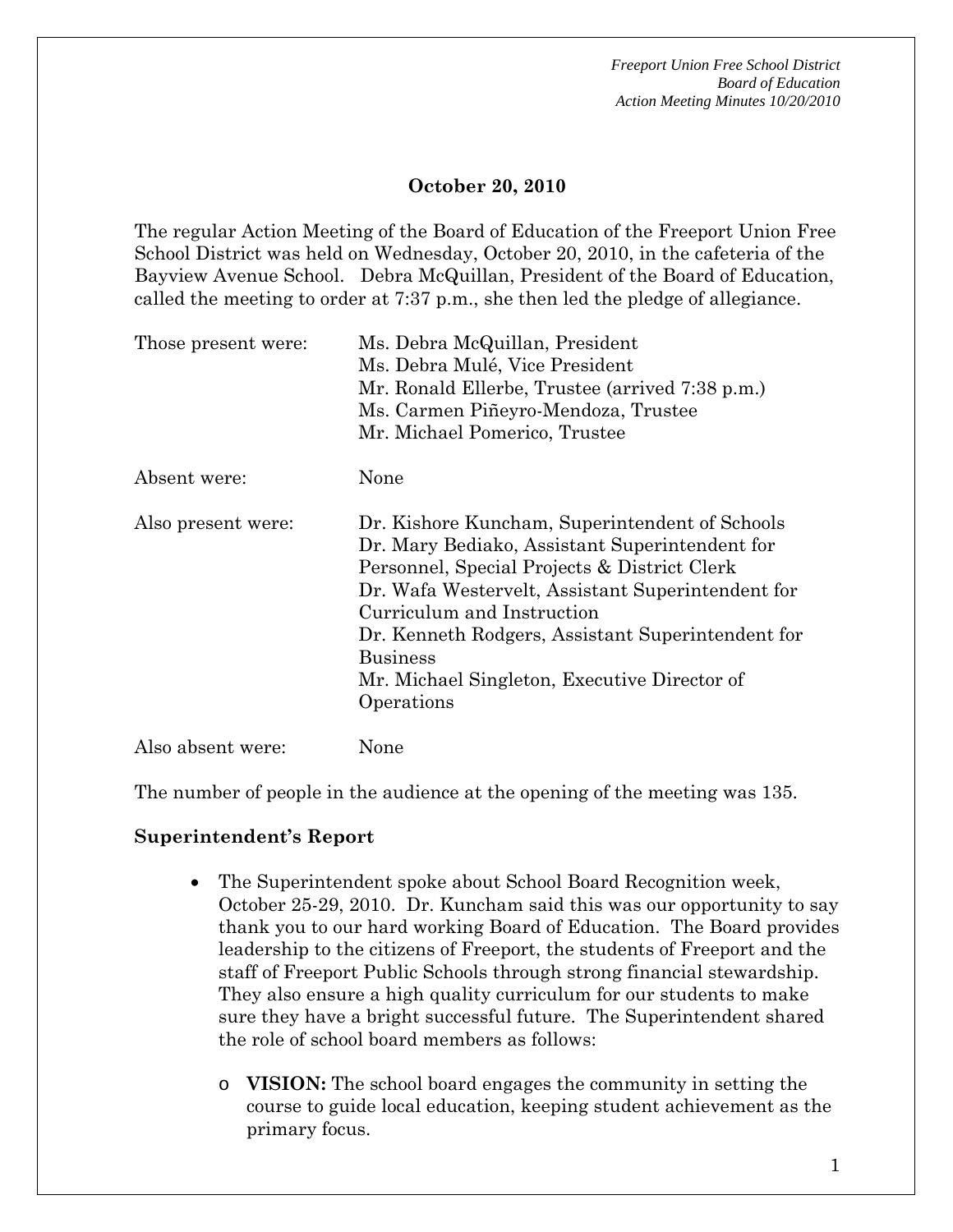**October 20, 2010**

The regular Action Meeting of the Board of Education of the Freeport Union Free School District was held on Wednesday, October 20, 2010, in the cafeteria of the Bayview Avenue School. Debra McQuillan, President of the Board of Education, called the meeting to order at 7:37 p.m., she then led the pledge of allegiance.

| | |
|---|---|
| Those present were: | Ms. Debra McQuillan, President<br>Ms. Debra Mulé, Vice President<br>Mr. Ronald Ellerbe, Trustee (arrived 7:38 p.m.)<br>Ms. Carmen Piñeyro-Mendoza, Trustee<br>Mr. Michael Pomerico, Trustee |
| Absent were: | None |
| Also present were: | Dr. Kishore Kuncham, Superintendent of Schools<br>Dr. Mary Bediako, Assistant Superintendent for Personnel, Special Projects & District Clerk<br>Dr. Wafa Westervelt, Assistant Superintendent for Curriculum and Instruction<br>Dr. Kenneth Rodgers, Assistant Superintendent for Business<br>Mr. Michael Singleton, Executive Director of Operations |
| Also absent were: | None |

The number of people in the audience at the opening of the meeting was 135.

**Superintendent's Report**

- The Superintendent spoke about School Board Recognition week, October 25-29, 2010. Dr. Kuncham said this was our opportunity to say thank you to our hard working Board of Education. The Board provides leadership to the citizens of Freeport, the students of Freeport and the staff of Freeport Public Schools through strong financial stewardship. They also ensure a high quality curriculum for our students to make sure they have a bright successful future. The Superintendent shared the role of school board members as follows:
  - **VISION:** The school board engages the community in setting the course to guide local education, keeping student achievement as the primary focus.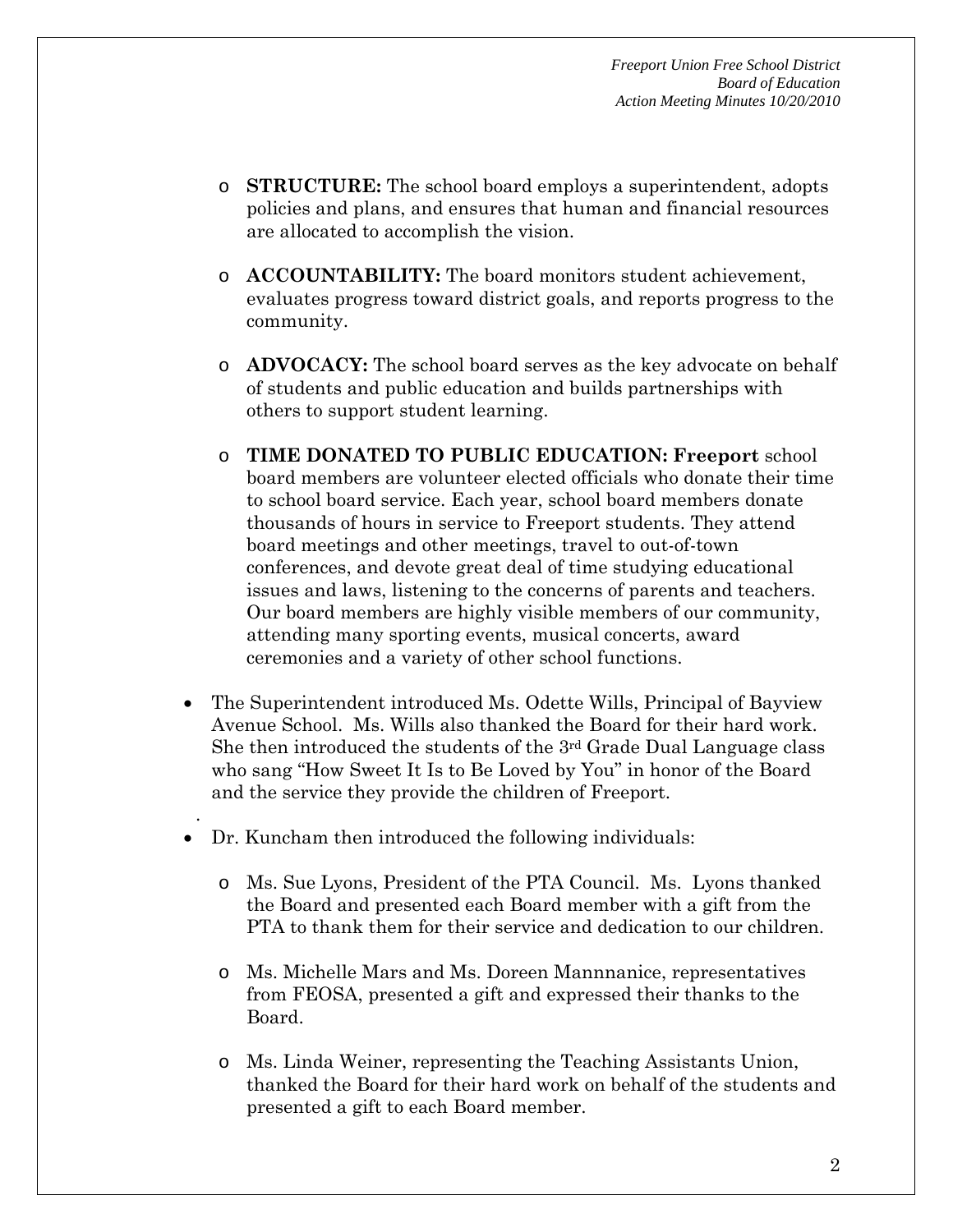- **STRUCTURE:** The school board employs a superintendent, adopts policies and plans, and ensures that human and financial resources are allocated to accomplish the vision.

- **ACCOUNTABILITY:** The board monitors student achievement, evaluates progress toward district goals, and reports progress to the community.

- **ADVOCACY:** The school board serves as the key advocate on behalf of students and public education and builds partnerships with others to support student learning.

- **TIME DONATED TO PUBLIC EDUCATION: Freeport** school board members are volunteer elected officials who donate their time to school board service. Each year, school board members donate thousands of hours in service to Freeport students. They attend board meetings and other meetings, travel to out-of-town conferences, and devote great deal of time studying educational issues and laws, listening to the concerns of parents and teachers. Our board members are highly visible members of our community, attending many sporting events, musical concerts, award ceremonies and a variety of other school functions.

- The Superintendent introduced Ms. Odette Wills, Principal of Bayview Avenue School. Ms. Wills also thanked the Board for their hard work. She then introduced the students of the 3rd Grade Dual Language class who sang "How Sweet It Is to Be Loved by You" in honor of the Board and the service they provide the children of Freeport.

- Dr. Kuncham then introduced the following individuals:

  - Ms. Sue Lyons, President of the PTA Council. Ms. Lyons thanked the Board and presented each Board member with a gift from the PTA to thank them for their service and dedication to our children.

  - Ms. Michelle Mars and Ms. Doreen Mannnanice, representatives from FEOSA, presented a gift and expressed their thanks to the Board.

  - Ms. Linda Weiner, representing the Teaching Assistants Union, thanked the Board for their hard work on behalf of the students and presented a gift to each Board member.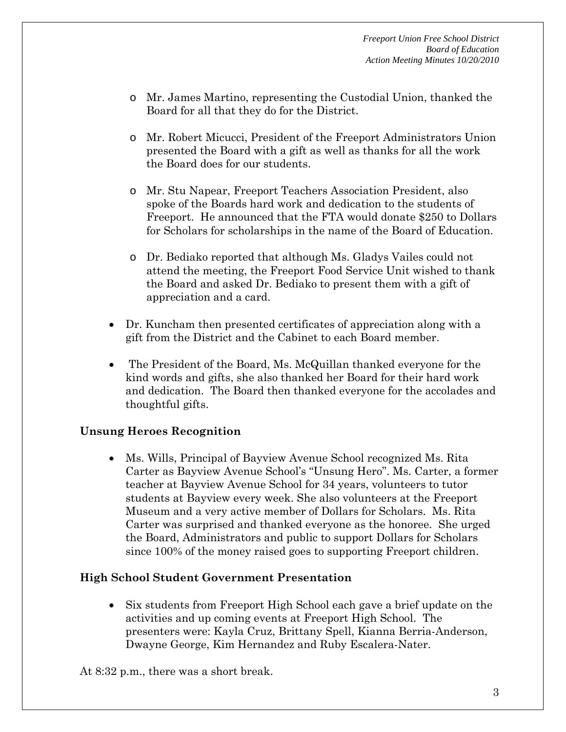- Mr. James Martino, representing the Custodial Union, thanked the Board for all that they do for the District.

  - Mr. Robert Micucci, President of the Freeport Administrators Union presented the Board with a gift as well as thanks for all the work the Board does for our students.

  - Mr. Stu Napear, Freeport Teachers Association President, also spoke of the Boards hard work and dedication to the students of Freeport. He announced that the FTA would donate $250 to Dollars for Scholars for scholarships in the name of the Board of Education.

  - Dr. Bediako reported that although Ms. Gladys Vailes could not attend the meeting, the Freeport Food Service Unit wished to thank the Board and asked Dr. Bediako to present them with a gift of appreciation and a card.

- Dr. Kuncham then presented certificates of appreciation along with a gift from the District and the Cabinet to each Board member.

- The President of the Board, Ms. McQuillan thanked everyone for the kind words and gifts, she also thanked her Board for their hard work and dedication. The Board then thanked everyone for the accolades and thoughtful gifts.

**Unsung Heroes Recognition**

- Ms. Wills, Principal of Bayview Avenue School recognized Ms. Rita Carter as Bayview Avenue School's "Unsung Hero". Ms. Carter, a former teacher at Bayview Avenue School for 34 years, volunteers to tutor students at Bayview every week. She also volunteers at the Freeport Museum and a very active member of Dollars for Scholars. Ms. Rita Carter was surprised and thanked everyone as the honoree. She urged the Board, Administrators and public to support Dollars for Scholars since 100% of the money raised goes to supporting Freeport children.

**High School Student Government Presentation**

- Six students from Freeport High School each gave a brief update on the activities and up coming events at Freeport High School. The presenters were: Kayla Cruz, Brittany Spell, Kianna Berria-Anderson, Dwayne George, Kim Hernandez and Ruby Escalera-Nater.

At 8:32 p.m., there was a short break.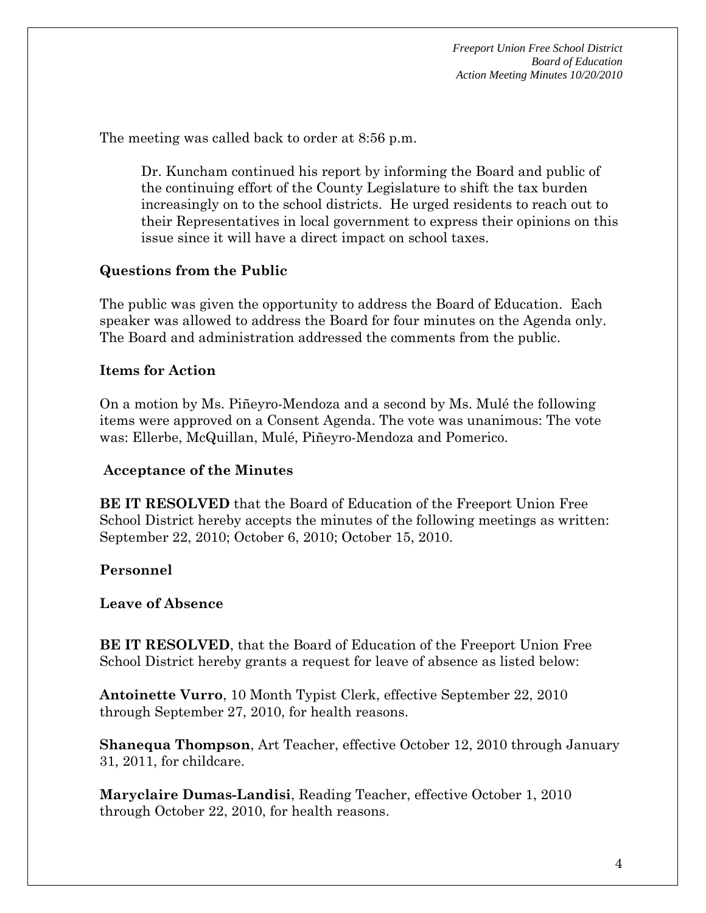The meeting was called back to order at 8:56 p.m.

> Dr. Kuncham continued his report by informing the Board and public of the continuing effort of the County Legislature to shift the tax burden increasingly on to the school districts. He urged residents to reach out to their Representatives in local government to express their opinions on this issue since it will have a direct impact on school taxes.

**Questions from the Public**

The public was given the opportunity to address the Board of Education. Each speaker was allowed to address the Board for four minutes on the Agenda only. The Board and administration addressed the comments from the public.

**Items for Action**

On a motion by Ms. Piñeyro-Mendoza and a second by Ms. Mulé the following items were approved on a Consent Agenda. The vote was unanimous: The vote was: Ellerbe, McQuillan, Mulé, Piñeyro-Mendoza and Pomerico.

**Acceptance of the Minutes**

**BE IT RESOLVED** that the Board of Education of the Freeport Union Free School District hereby accepts the minutes of the following meetings as written: September 22, 2010; October 6, 2010; October 15, 2010.

**Personnel**

**Leave of Absence**

**BE IT RESOLVED**, that the Board of Education of the Freeport Union Free School District hereby grants a request for leave of absence as listed below:

**Antoinette Vurro**, 10 Month Typist Clerk, effective September 22, 2010 through September 27, 2010, for health reasons.

**Shanequa Thompson**, Art Teacher, effective October 12, 2010 through January 31, 2011, for childcare.

**Maryclaire Dumas-Landisi**, Reading Teacher, effective October 1, 2010 through October 22, 2010, for health reasons.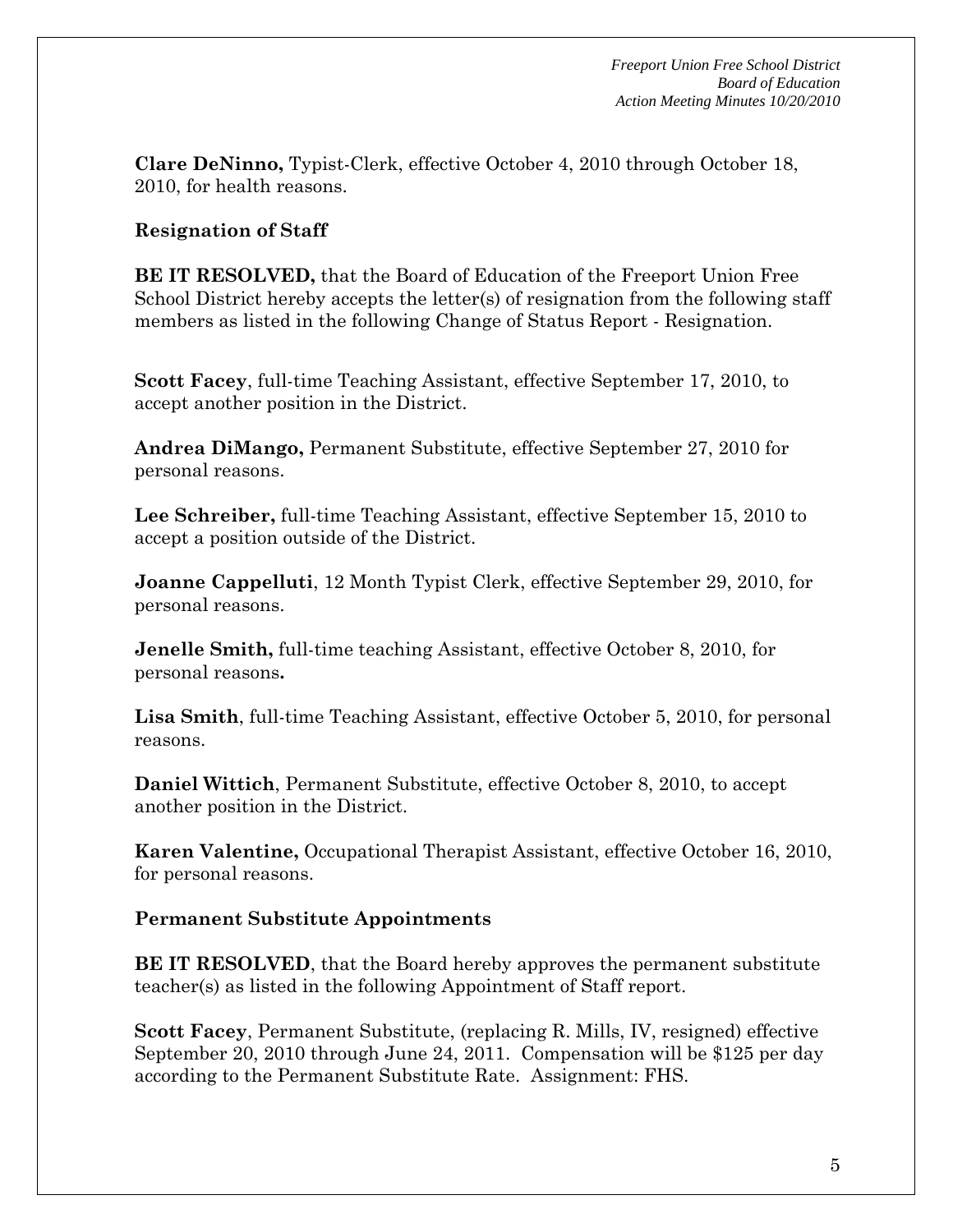**Clare DeNinno,** Typist-Clerk, effective October 4, 2010 through October 18, 2010, for health reasons.

**Resignation of Staff**

**BE IT RESOLVED,** that the Board of Education of the Freeport Union Free School District hereby accepts the letter(s) of resignation from the following staff members as listed in the following Change of Status Report - Resignation.

**Scott Facey**, full-time Teaching Assistant, effective September 17, 2010, to accept another position in the District.

**Andrea DiMango,** Permanent Substitute, effective September 27, 2010 for personal reasons.

**Lee Schreiber,** full-time Teaching Assistant, effective September 15, 2010 to accept a position outside of the District.

**Joanne Cappelluti**, 12 Month Typist Clerk, effective September 29, 2010, for personal reasons.

**Jenelle Smith,** full-time teaching Assistant, effective October 8, 2010, for personal reasons**.**

**Lisa Smith**, full-time Teaching Assistant, effective October 5, 2010, for personal reasons.

**Daniel Wittich**, Permanent Substitute, effective October 8, 2010, to accept another position in the District.

**Karen Valentine,** Occupational Therapist Assistant, effective October 16, 2010, for personal reasons.

**Permanent Substitute Appointments**

**BE IT RESOLVED**, that the Board hereby approves the permanent substitute teacher(s) as listed in the following Appointment of Staff report.

**Scott Facey**, Permanent Substitute, (replacing R. Mills, IV, resigned) effective September 20, 2010 through June 24, 2011. Compensation will be $125 per day according to the Permanent Substitute Rate. Assignment: FHS.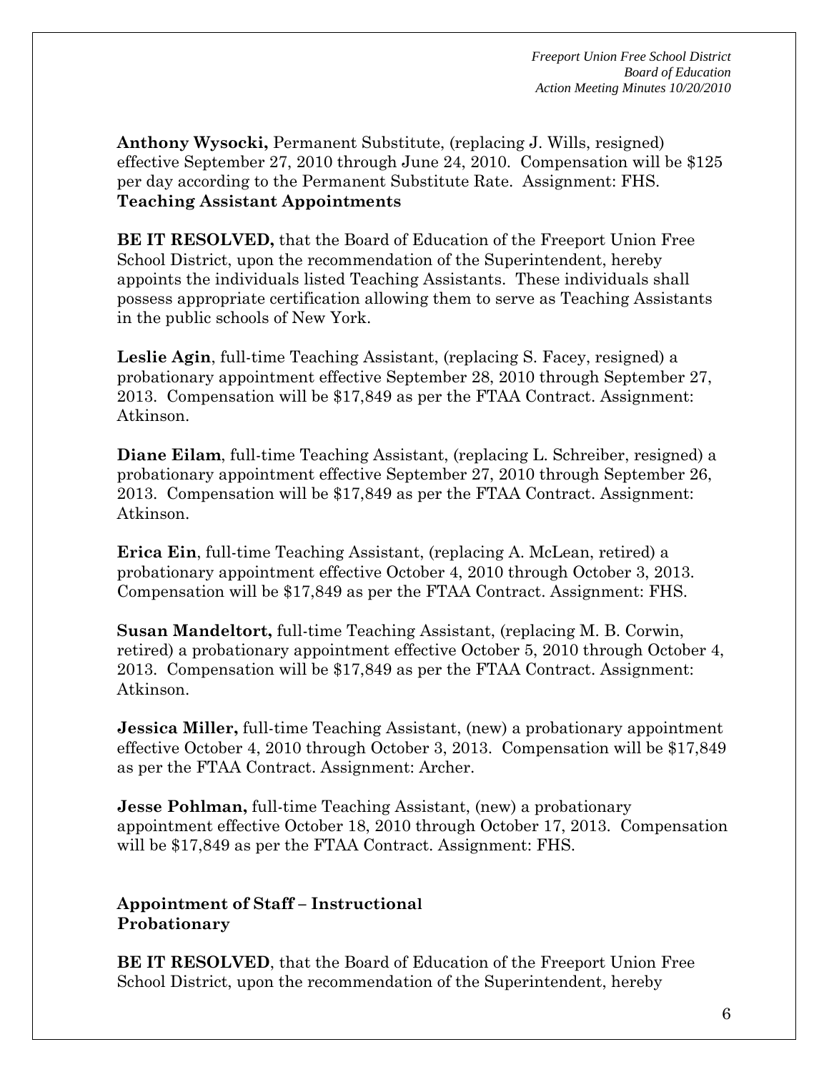**Anthony Wysocki,** Permanent Substitute, (replacing J. Wills, resigned) effective September 27, 2010 through June 24, 2010. Compensation will be $125 per day according to the Permanent Substitute Rate. Assignment: FHS.

**Teaching Assistant Appointments**

**BE IT RESOLVED,** that the Board of Education of the Freeport Union Free School District, upon the recommendation of the Superintendent, hereby appoints the individuals listed Teaching Assistants. These individuals shall possess appropriate certification allowing them to serve as Teaching Assistants in the public schools of New York.

**Leslie Agin**, full-time Teaching Assistant, (replacing S. Facey, resigned) a probationary appointment effective September 28, 2010 through September 27, 2013. Compensation will be $17,849 as per the FTAA Contract. Assignment: Atkinson.

**Diane Eilam**, full-time Teaching Assistant, (replacing L. Schreiber, resigned) a probationary appointment effective September 27, 2010 through September 26, 2013. Compensation will be $17,849 as per the FTAA Contract. Assignment: Atkinson.

**Erica Ein**, full-time Teaching Assistant, (replacing A. McLean, retired) a probationary appointment effective October 4, 2010 through October 3, 2013. Compensation will be $17,849 as per the FTAA Contract. Assignment: FHS.

**Susan Mandeltort,** full-time Teaching Assistant, (replacing M. B. Corwin, retired) a probationary appointment effective October 5, 2010 through October 4, 2013. Compensation will be $17,849 as per the FTAA Contract. Assignment: Atkinson.

**Jessica Miller,** full-time Teaching Assistant, (new) a probationary appointment effective October 4, 2010 through October 3, 2013. Compensation will be $17,849 as per the FTAA Contract. Assignment: Archer.

**Jesse Pohlman,** full-time Teaching Assistant, (new) a probationary appointment effective October 18, 2010 through October 17, 2013. Compensation will be $17,849 as per the FTAA Contract. Assignment: FHS.

**Appointment of Staff – Instructional**
**Probationary**

**BE IT RESOLVED**, that the Board of Education of the Freeport Union Free School District, upon the recommendation of the Superintendent, hereby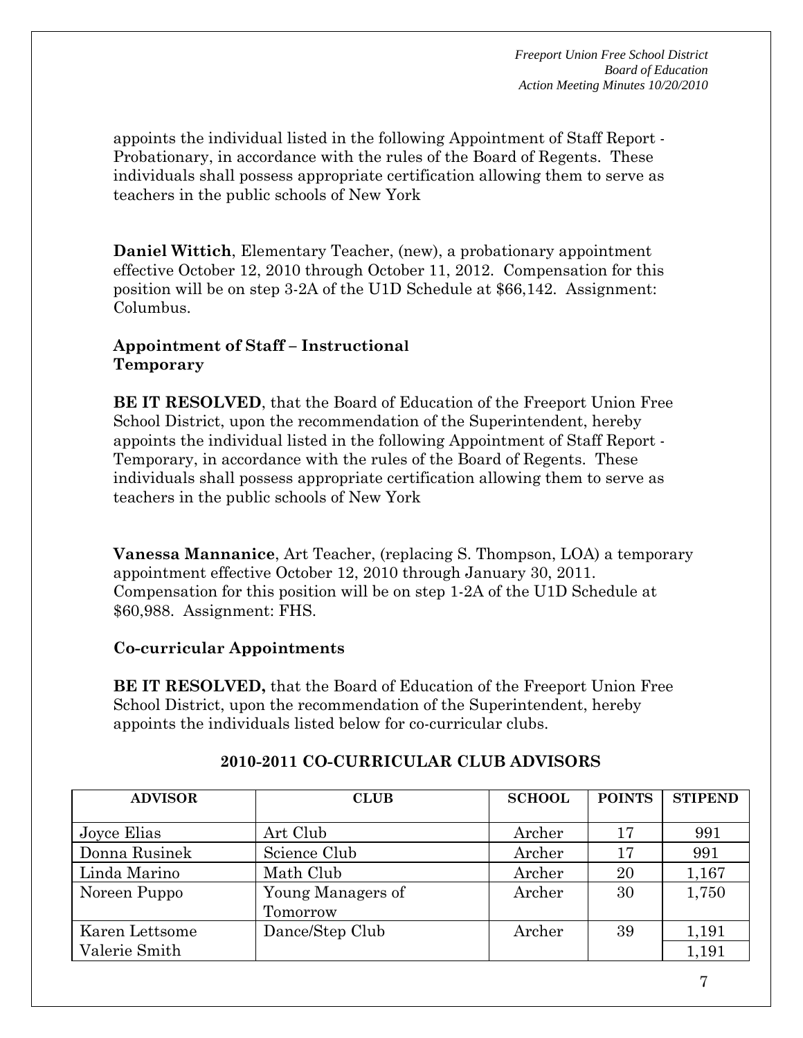appoints the individual listed in the following Appointment of Staff Report - Probationary, in accordance with the rules of the Board of Regents. These individuals shall possess appropriate certification allowing them to serve as teachers in the public schools of New York

**Daniel Wittich**, Elementary Teacher, (new), a probationary appointment effective October 12, 2010 through October 11, 2012. Compensation for this position will be on step 3-2A of the U1D Schedule at $66,142. Assignment: Columbus.

**Appointment of Staff – Instructional Temporary**

**BE IT RESOLVED**, that the Board of Education of the Freeport Union Free School District, upon the recommendation of the Superintendent, hereby appoints the individual listed in the following Appointment of Staff Report - Temporary, in accordance with the rules of the Board of Regents. These individuals shall possess appropriate certification allowing them to serve as teachers in the public schools of New York

**Vanessa Mannanice**, Art Teacher, (replacing S. Thompson, LOA) a temporary appointment effective October 12, 2010 through January 30, 2011. Compensation for this position will be on step 1-2A of the U1D Schedule at $60,988. Assignment: FHS.

**Co-curricular Appointments**

**BE IT RESOLVED,** that the Board of Education of the Freeport Union Free School District, upon the recommendation of the Superintendent, hereby appoints the individuals listed below for co-curricular clubs.

**2010-2011 CO-CURRICULAR CLUB ADVISORS**

| ADVISOR | CLUB | SCHOOL | POINTS | STIPEND |
|---|---|---|---|---|
| Joyce Elias | Art Club | Archer | 17 | 991 |
| Donna Rusinek | Science Club | Archer | 17 | 991 |
| Linda Marino | Math Club | Archer | 20 | 1,167 |
| Noreen Puppo | Young Managers of Tomorrow | Archer | 30 | 1,750 |
| Karen Lettsome | Dance/Step Club | Archer | 39 | 1,191 |
| Valerie Smith | | | | 1,191 |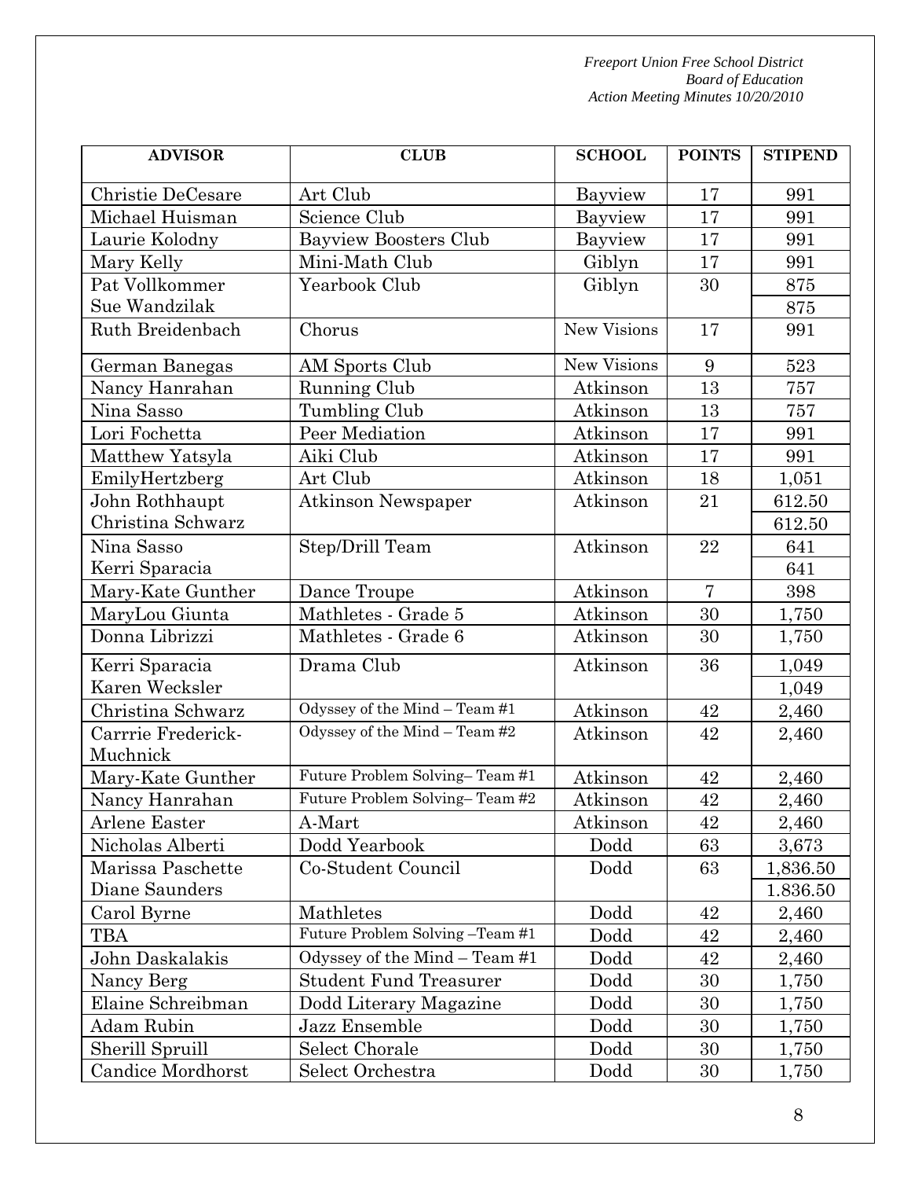| ADVISOR | CLUB | SCHOOL | POINTS | STIPEND |
|---|---|---|---|---|
| Christie DeCesare | Art Club | Bayview | 17 | 991 |
| Michael Huisman | Science Club | Bayview | 17 | 991 |
| Laurie Kolodny | Bayview Boosters Club | Bayview | 17 | 991 |
| Mary Kelly | Mini-Math Club | Giblyn | 17 | 991 |
| Pat Vollkommer | Yearbook Club | Giblyn | 30 | 875 |
| Sue Wandzilak | | | | 875 |
| Ruth Breidenbach | Chorus | New Visions | 17 | 991 |
| German Banegas | AM Sports Club | New Visions | 9 | 523 |
| Nancy Hanrahan | Running Club | Atkinson | 13 | 757 |
| Nina Sasso | Tumbling Club | Atkinson | 13 | 757 |
| Lori Fochetta | Peer Mediation | Atkinson | 17 | 991 |
| Matthew Yatsyla | Aiki Club | Atkinson | 17 | 991 |
| EmilyHertzberg | Art Club | Atkinson | 18 | 1,051 |
| John Rothhaupt | Atkinson Newspaper | Atkinson | 21 | 612.50 |
| Christina Schwarz | | | | 612.50 |
| Nina Sasso | Step/Drill Team | Atkinson | 22 | 641 |
| Kerri Sparacia | | | | 641 |
| Mary-Kate Gunther | Dance Troupe | Atkinson | 7 | 398 |
| MaryLou Giunta | Mathletes - Grade 5 | Atkinson | 30 | 1,750 |
| Donna Librizzi | Mathletes - Grade 6 | Atkinson | 30 | 1,750 |
| Kerri Sparacia | Drama Club | Atkinson | 36 | 1,049 |
| Karen Wecksler | | | | 1,049 |
| Christina Schwarz | Odyssey of the Mind – Team #1 | Atkinson | 42 | 2,460 |
| Carrrie Frederick-Muchnick | Odyssey of the Mind – Team #2 | Atkinson | 42 | 2,460 |
| Mary-Kate Gunther | Future Problem Solving– Team #1 | Atkinson | 42 | 2,460 |
| Nancy Hanrahan | Future Problem Solving– Team #2 | Atkinson | 42 | 2,460 |
| Arlene Easter | A-Mart | Atkinson | 42 | 2,460 |
| Nicholas Alberti | Dodd Yearbook | Dodd | 63 | 3,673 |
| Marissa Paschette | Co-Student Council | Dodd | 63 | 1,836.50 |
| Diane Saunders | | | | 1.836.50 |
| Carol Byrne | Mathletes | Dodd | 42 | 2,460 |
| TBA | Future Problem Solving –Team #1 | Dodd | 42 | 2,460 |
| John Daskalakis | Odyssey of the Mind – Team #1 | Dodd | 42 | 2,460 |
| Nancy Berg | Student Fund Treasurer | Dodd | 30 | 1,750 |
| Elaine Schreibman | Dodd Literary Magazine | Dodd | 30 | 1,750 |
| Adam Rubin | Jazz Ensemble | Dodd | 30 | 1,750 |
| Sherill Spruill | Select Chorale | Dodd | 30 | 1,750 |
| Candice Mordhorst | Select Orchestra | Dodd | 30 | 1,750 |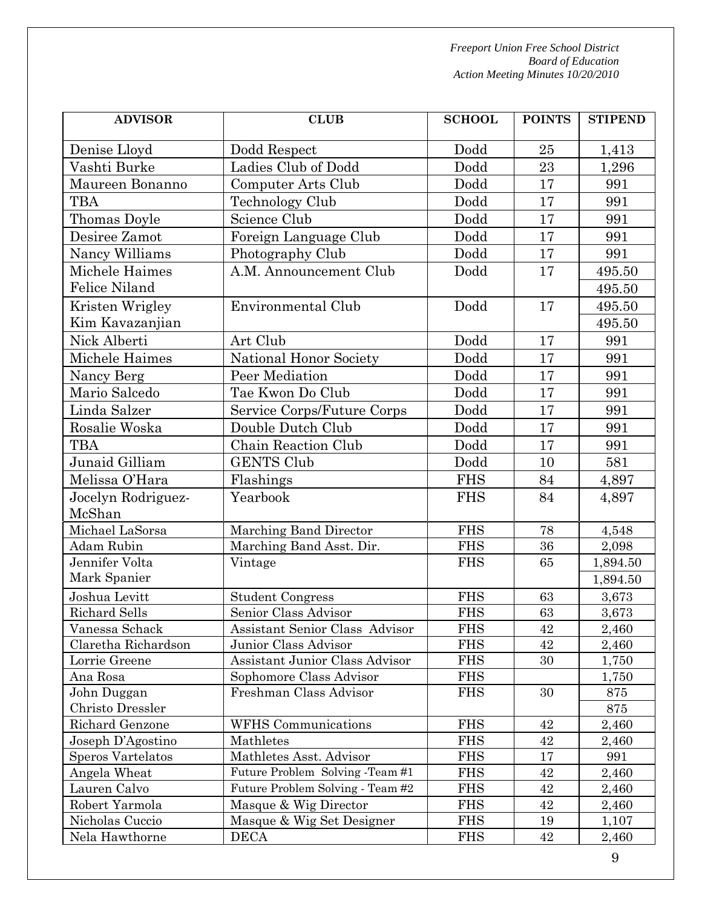| ADVISOR | CLUB | SCHOOL | POINTS | STIPEND |
|---|---|---|---|---|
| Denise Lloyd | Dodd Respect | Dodd | 25 | 1,413 |
| Vashti Burke | Ladies Club of Dodd | Dodd | 23 | 1,296 |
| Maureen Bonanno | Computer Arts Club | Dodd | 17 | 991 |
| TBA | Technology Club | Dodd | 17 | 991 |
| Thomas Doyle | Science Club | Dodd | 17 | 991 |
| Desiree Zamot | Foreign Language Club | Dodd | 17 | 991 |
| Nancy Williams | Photography Club | Dodd | 17 | 991 |
| Michele Haimes<br>Felice Niland | A.M. Announcement Club | Dodd | 17 | 495.50<br>495.50 |
| Kristen Wrigley<br>Kim Kavazanjian | Environmental Club | Dodd | 17 | 495.50<br>495.50 |
| Nick Alberti | Art Club | Dodd | 17 | 991 |
| Michele Haimes | National Honor Society | Dodd | 17 | 991 |
| Nancy Berg | Peer Mediation | Dodd | 17 | 991 |
| Mario Salcedo | Tae Kwon Do Club | Dodd | 17 | 991 |
| Linda Salzer | Service Corps/Future Corps | Dodd | 17 | 991 |
| Rosalie Woska | Double Dutch Club | Dodd | 17 | 991 |
| TBA | Chain Reaction Club | Dodd | 17 | 991 |
| Junaid Gilliam | GENTS Club | Dodd | 10 | 581 |
| Melissa O'Hara | Flashings | FHS | 84 | 4,897 |
| Jocelyn Rodriguez-McShan | Yearbook | FHS | 84 | 4,897 |
| Michael LaSorsa | Marching Band Director | FHS | 78 | 4,548 |
| Adam Rubin | Marching Band Asst. Dir. | FHS | 36 | 2,098 |
| Jennifer Volta<br>Mark Spanier | Vintage | FHS | 65 | 1,894.50<br>1,894.50 |
| Joshua Levitt | Student Congress | FHS | 63 | 3,673 |
| Richard Sells | Senior Class Advisor | FHS | 63 | 3,673 |
| Vanessa Schack | Assistant Senior Class Advisor | FHS | 42 | 2,460 |
| Claretha Richardson | Junior Class Advisor | FHS | 42 | 2,460 |
| Lorrie Greene | Assistant Junior Class Advisor | FHS | 30 | 1,750 |
| Ana Rosa | Sophomore Class Advisor | FHS | | 1,750 |
| John Duggan<br>Christo Dressler | Freshman Class Advisor | FHS | 30 | 875<br>875 |
| Richard Genzone | WFHS Communications | FHS | 42 | 2,460 |
| Joseph D'Agostino | Mathletes | FHS | 42 | 2,460 |
| Speros Vartelatos | Mathletes Asst. Advisor | FHS | 17 | 991 |
| Angela Wheat | Future Problem Solving -Team #1 | FHS | 42 | 2,460 |
| Lauren Calvo | Future Problem Solving - Team #2 | FHS | 42 | 2,460 |
| Robert Yarmola | Masque & Wig Director | FHS | 42 | 2,460 |
| Nicholas Cuccio | Masque & Wig Set Designer | FHS | 19 | 1,107 |
| Nela Hawthorne | DECA | FHS | 42 | 2,460 |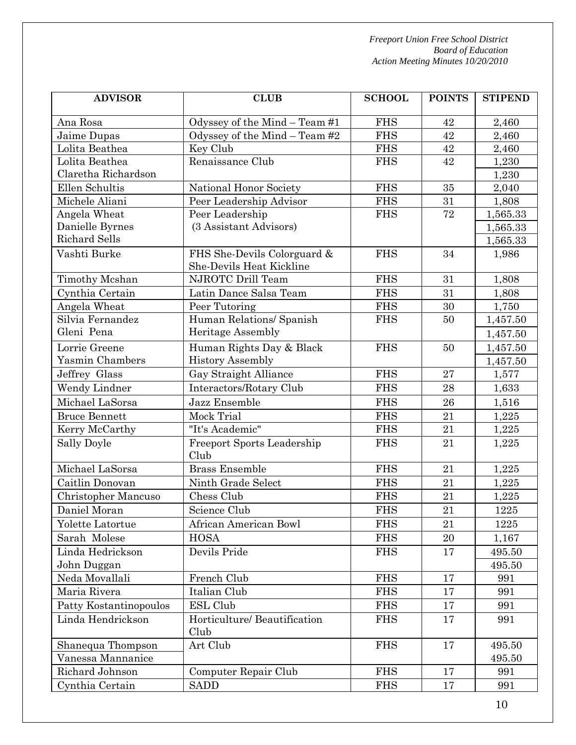| ADVISOR | CLUB | SCHOOL | POINTS | STIPEND |
|---|---|---|---|---|
| Ana Rosa | Odyssey of the Mind – Team #1 | FHS | 42 | 2,460 |
| Jaime Dupas | Odyssey of the Mind – Team #2 | FHS | 42 | 2,460 |
| Lolita Beathea | Key Club | FHS | 42 | 2,460 |
| Lolita Beathea | Renaissance Club | FHS | 42 | 1,230 |
| Claretha Richardson | | | | 1,230 |
| Ellen Schultis | National Honor Society | FHS | 35 | 2,040 |
| Michele Aliani | Peer Leadership Advisor | FHS | 31 | 1,808 |
| Angela Wheat | Peer Leadership | FHS | 72 | 1,565.33 |
| Danielle Byrnes | (3 Assistant Advisors) | | | 1,565.33 |
| Richard Sells | | | | 1,565.33 |
| Vashti Burke | FHS She-Devils Colorguard & She-Devils Heat Kickline | FHS | 34 | 1,986 |
| Timothy Mcshan | NJROTC Drill Team | FHS | 31 | 1,808 |
| Cynthia Certain | Latin Dance Salsa Team | FHS | 31 | 1,808 |
| Angela Wheat | Peer Tutoring | FHS | 30 | 1,750 |
| Silvia Fernandez | Human Relations/ Spanish | FHS | 50 | 1,457.50 |
| Gleni Pena | Heritage Assembly | | | 1,457.50 |
| Lorrie Greene | Human Rights Day & Black | FHS | 50 | 1,457.50 |
| Yasmin Chambers | History Assembly | | | 1,457.50 |
| Jeffrey Glass | Gay Straight Alliance | FHS | 27 | 1,577 |
| Wendy Lindner | Interactors/Rotary Club | FHS | 28 | 1,633 |
| Michael LaSorsa | Jazz Ensemble | FHS | 26 | 1,516 |
| Bruce Bennett | Mock Trial | FHS | 21 | 1,225 |
| Kerry McCarthy | "It's Academic" | FHS | 21 | 1,225 |
| Sally Doyle | Freeport Sports Leadership Club | FHS | 21 | 1,225 |
| Michael LaSorsa | Brass Ensemble | FHS | 21 | 1,225 |
| Caitlin Donovan | Ninth Grade Select | FHS | 21 | 1,225 |
| Christopher Mancuso | Chess Club | FHS | 21 | 1,225 |
| Daniel Moran | Science Club | FHS | 21 | 1225 |
| Yolette Latortue | African American Bowl | FHS | 21 | 1225 |
| Sarah Molese | HOSA | FHS | 20 | 1,167 |
| Linda Hedrickson | Devils Pride | FHS | 17 | 495.50 |
| John Duggan | | | | 495.50 |
| Neda Movallali | French Club | FHS | 17 | 991 |
| Maria Rivera | Italian Club | FHS | 17 | 991 |
| Patty Kostantinopoulos | ESL Club | FHS | 17 | 991 |
| Linda Hendrickson | Horticulture/ Beautification Club | FHS | 17 | 991 |
| Shanequa Thompson | Art Club | FHS | 17 | 495.50 |
| Vanessa Mannanice | | | | 495.50 |
| Richard Johnson | Computer Repair Club | FHS | 17 | 991 |
| Cynthia Certain | SADD | FHS | 17 | 991 |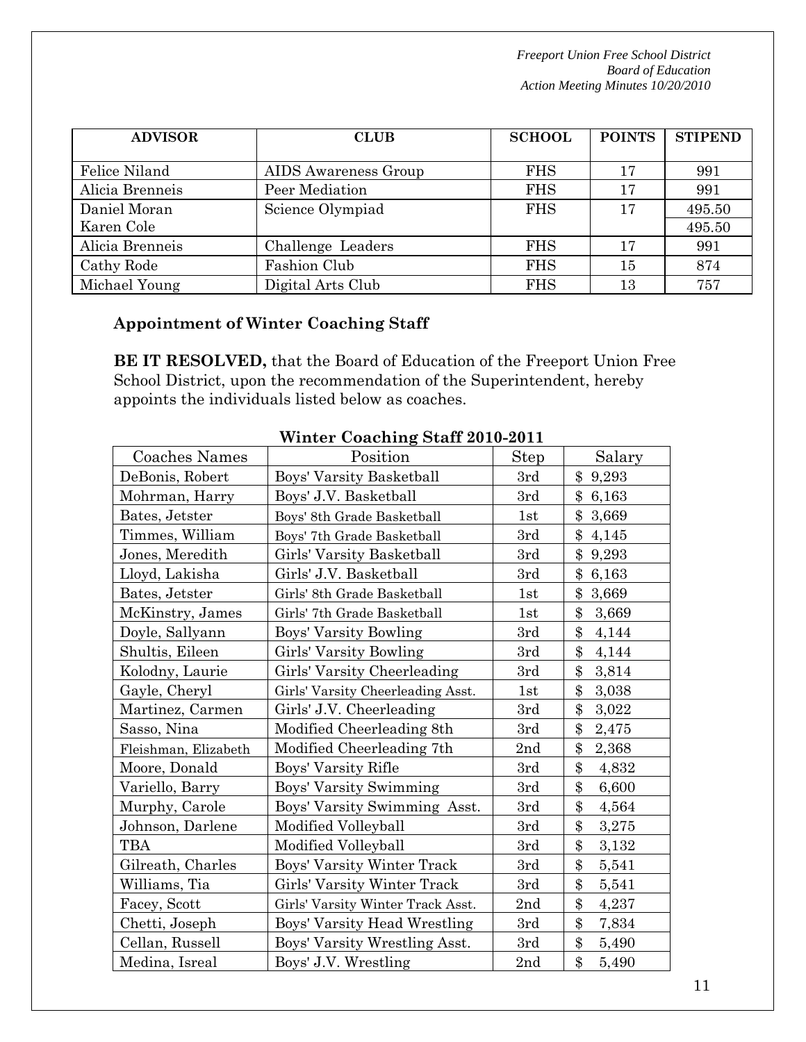| ADVISOR | CLUB | SCHOOL | POINTS | STIPEND |
|---|---|---|---|---|
| Felice Niland | AIDS Awareness Group | FHS | 17 | 991 |
| Alicia Brenneis | Peer Mediation | FHS | 17 | 991 |
| Daniel Moran | Science Olympiad | FHS | 17 | 495.50 |
| Karen Cole | | | | 495.50 |
| Alicia Brenneis | Challenge Leaders | FHS | 17 | 991 |
| Cathy Rode | Fashion Club | FHS | 15 | 874 |
| Michael Young | Digital Arts Club | FHS | 13 | 757 |

**Appointment of Winter Coaching Staff**

**BE IT RESOLVED,** that the Board of Education of the Freeport Union Free School District, upon the recommendation of the Superintendent, hereby appoints the individuals listed below as coaches.

**Winter Coaching Staff 2010-2011**

| Coaches Names | Position | Step | Salary |
|---|---|---|---|
| DeBonis, Robert | Boys' Varsity Basketball | 3rd | $ 9,293 |
| Mohrman, Harry | Boys' J.V. Basketball | 3rd | $ 6,163 |
| Bates, Jetster | Boys' 8th Grade Basketball | 1st | $ 3,669 |
| Timmes, William | Boys' 7th Grade Basketball | 3rd | $ 4,145 |
| Jones, Meredith | Girls' Varsity Basketball | 3rd | $ 9,293 |
| Lloyd, Lakisha | Girls' J.V. Basketball | 3rd | $ 6,163 |
| Bates, Jetster | Girls' 8th Grade Basketball | 1st | $ 3,669 |
| McKinstry, James | Girls' 7th Grade Basketball | 1st | $ 3,669 |
| Doyle, Sallyann | Boys' Varsity Bowling | 3rd | $ 4,144 |
| Shultis, Eileen | Girls' Varsity Bowling | 3rd | $ 4,144 |
| Kolodny, Laurie | Girls' Varsity Cheerleading | 3rd | $ 3,814 |
| Gayle, Cheryl | Girls' Varsity Cheerleading Asst. | 1st | $ 3,038 |
| Martinez, Carmen | Girls' J.V. Cheerleading | 3rd | $ 3,022 |
| Sasso, Nina | Modified Cheerleading 8th | 3rd | $ 2,475 |
| Fleishman, Elizabeth | Modified Cheerleading 7th | 2nd | $ 2,368 |
| Moore, Donald | Boys' Varsity Rifle | 3rd | $ 4,832 |
| Variello, Barry | Boys' Varsity Swimming | 3rd | $ 6,600 |
| Murphy, Carole | Boys' Varsity Swimming Asst. | 3rd | $ 4,564 |
| Johnson, Darlene | Modified Volleyball | 3rd | $ 3,275 |
| TBA | Modified Volleyball | 3rd | $ 3,132 |
| Gilreath, Charles | Boys' Varsity Winter Track | 3rd | $ 5,541 |
| Williams, Tia | Girls' Varsity Winter Track | 3rd | $ 5,541 |
| Facey, Scott | Girls' Varsity Winter Track Asst. | 2nd | $ 4,237 |
| Chetti, Joseph | Boys' Varsity Head Wrestling | 3rd | $ 7,834 |
| Cellan, Russell | Boys' Varsity Wrestling Asst. | 3rd | $ 5,490 |
| Medina, Isreal | Boys' J.V. Wrestling | 2nd | $ 5,490 |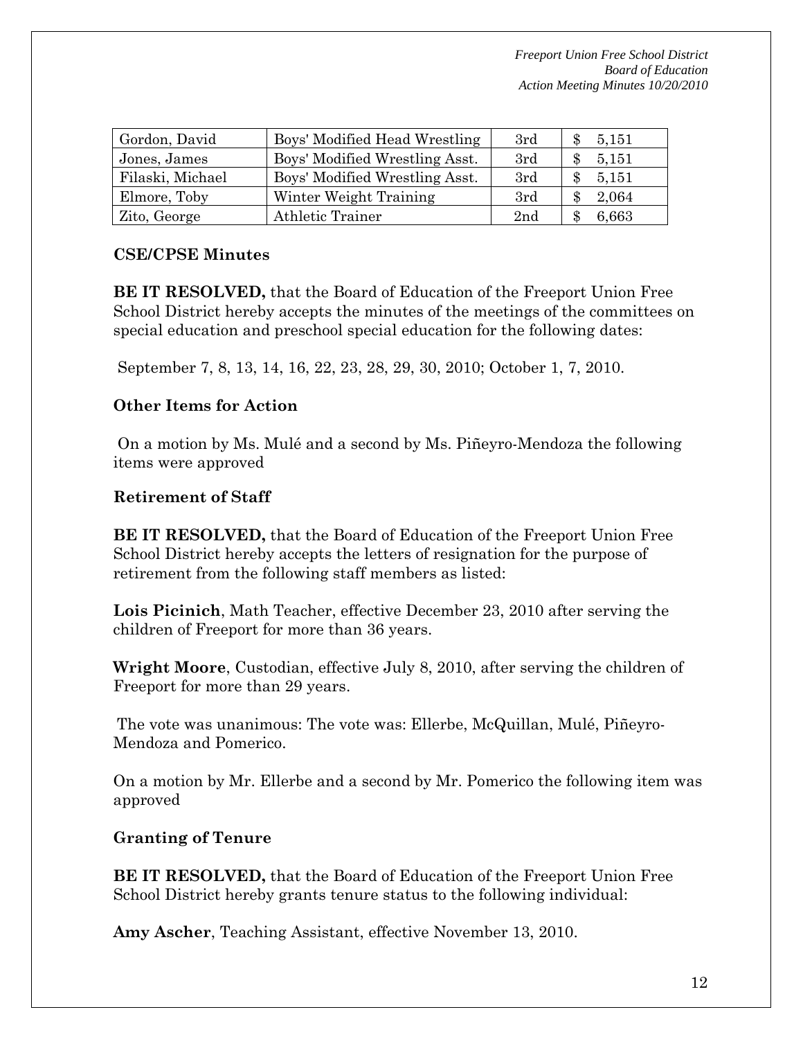| Gordon, David | Boys' Modified Head Wrestling | 3rd | $ 5,151 |
|---|---|---|---|
| Jones, James | Boys' Modified Wrestling Asst. | 3rd | $ 5,151 |
| Filaski, Michael | Boys' Modified Wrestling Asst. | 3rd | $ 5,151 |
| Elmore, Toby | Winter Weight Training | 3rd | $ 2,064 |
| Zito, George | Athletic Trainer | 2nd | $ 6,663 |

**CSE/CPSE Minutes**

**BE IT RESOLVED,** that the Board of Education of the Freeport Union Free School District hereby accepts the minutes of the meetings of the committees on special education and preschool special education for the following dates:

September 7, 8, 13, 14, 16, 22, 23, 28, 29, 30, 2010; October 1, 7, 2010.

**Other Items for Action**

On a motion by Ms. Mulé and a second by Ms. Piñeyro-Mendoza the following items were approved

**Retirement of Staff**

**BE IT RESOLVED,** that the Board of Education of the Freeport Union Free School District hereby accepts the letters of resignation for the purpose of retirement from the following staff members as listed:

**Lois Picinich**, Math Teacher, effective December 23, 2010 after serving the children of Freeport for more than 36 years.

**Wright Moore**, Custodian, effective July 8, 2010, after serving the children of Freeport for more than 29 years.

The vote was unanimous: The vote was: Ellerbe, McQuillan, Mulé, Piñeyro-Mendoza and Pomerico.

On a motion by Mr. Ellerbe and a second by Mr. Pomerico the following item was approved

**Granting of Tenure**

**BE IT RESOLVED,** that the Board of Education of the Freeport Union Free School District hereby grants tenure status to the following individual:

**Amy Ascher**, Teaching Assistant, effective November 13, 2010.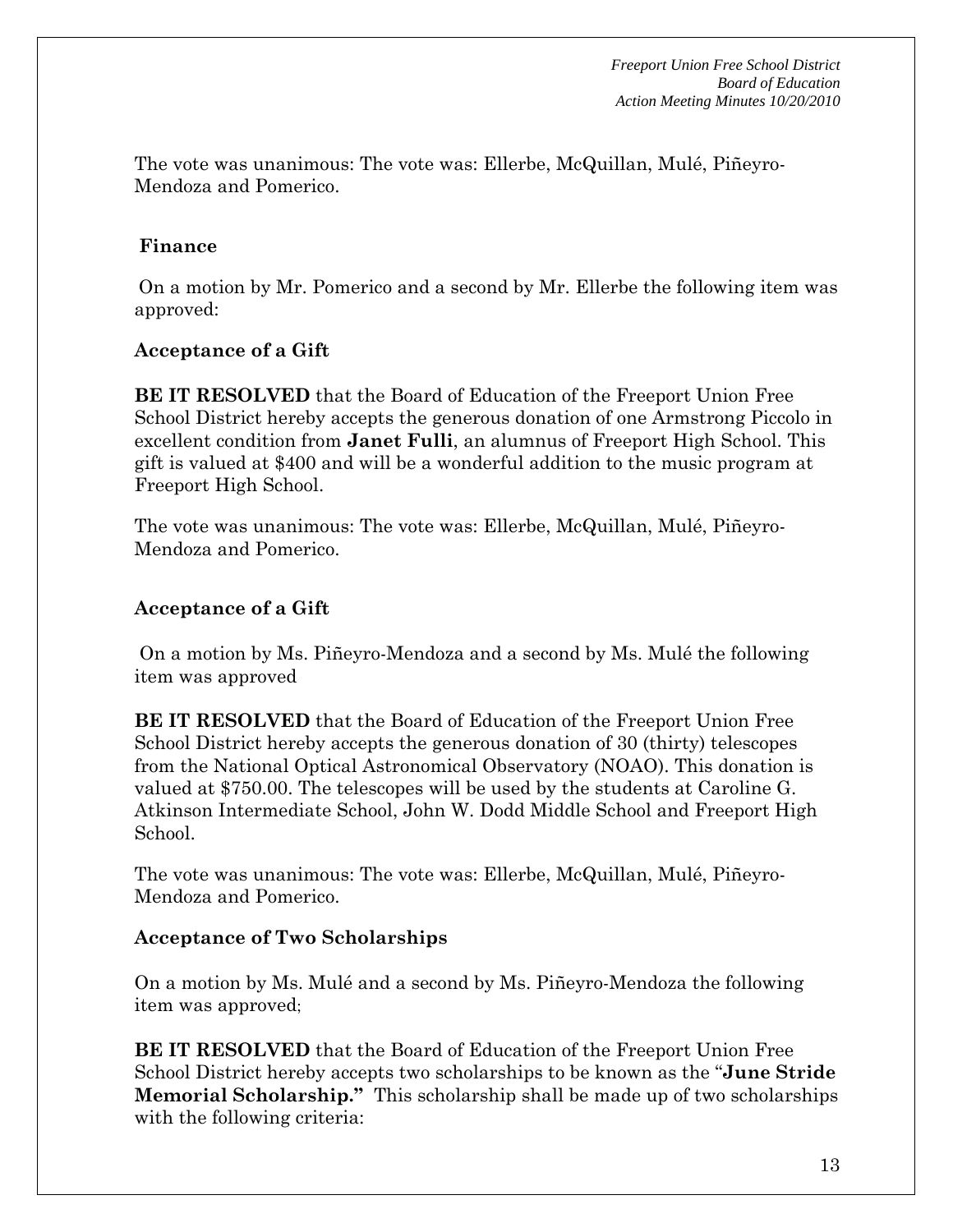The vote was unanimous: The vote was: Ellerbe, McQuillan, Mulé, Piñeyro-Mendoza and Pomerico.

**Finance**

On a motion by Mr. Pomerico and a second by Mr. Ellerbe the following item was approved:

**Acceptance of a Gift**

**BE IT RESOLVED** that the Board of Education of the Freeport Union Free School District hereby accepts the generous donation of one Armstrong Piccolo in excellent condition from **Janet Fulli**, an alumnus of Freeport High School. This gift is valued at $400 and will be a wonderful addition to the music program at Freeport High School.

The vote was unanimous: The vote was: Ellerbe, McQuillan, Mulé, Piñeyro-Mendoza and Pomerico.

**Acceptance of a Gift**

On a motion by Ms. Piñeyro-Mendoza and a second by Ms. Mulé the following item was approved

**BE IT RESOLVED** that the Board of Education of the Freeport Union Free School District hereby accepts the generous donation of 30 (thirty) telescopes from the National Optical Astronomical Observatory (NOAO). This donation is valued at $750.00. The telescopes will be used by the students at Caroline G. Atkinson Intermediate School, John W. Dodd Middle School and Freeport High School.

The vote was unanimous: The vote was: Ellerbe, McQuillan, Mulé, Piñeyro-Mendoza and Pomerico.

**Acceptance of Two Scholarships**

On a motion by Ms. Mulé and a second by Ms. Piñeyro-Mendoza the following item was approved;

**BE IT RESOLVED** that the Board of Education of the Freeport Union Free School District hereby accepts two scholarships to be known as the "**June Stride Memorial Scholarship."** This scholarship shall be made up of two scholarships with the following criteria: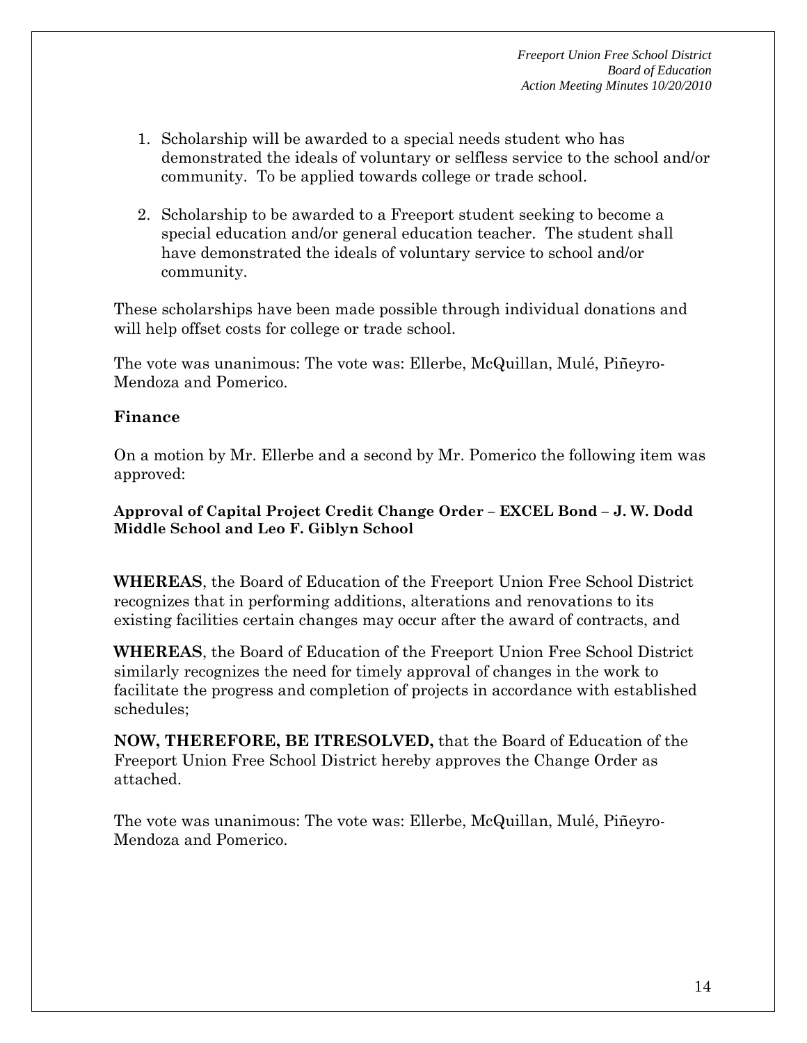1. Scholarship will be awarded to a special needs student who has demonstrated the ideals of voluntary or selfless service to the school and/or community. To be applied towards college or trade school.

2. Scholarship to be awarded to a Freeport student seeking to become a special education and/or general education teacher. The student shall have demonstrated the ideals of voluntary service to school and/or community.

These scholarships have been made possible through individual donations and will help offset costs for college or trade school.

The vote was unanimous: The vote was: Ellerbe, McQuillan, Mulé, Piñeyro-Mendoza and Pomerico.

### Finance

On a motion by Mr. Ellerbe and a second by Mr. Pomerico the following item was approved:

**Approval of Capital Project Credit Change Order – EXCEL Bond – J. W. Dodd Middle School and Leo F. Giblyn School**

**WHEREAS**, the Board of Education of the Freeport Union Free School District recognizes that in performing additions, alterations and renovations to its existing facilities certain changes may occur after the award of contracts, and

**WHEREAS**, the Board of Education of the Freeport Union Free School District similarly recognizes the need for timely approval of changes in the work to facilitate the progress and completion of projects in accordance with established schedules;

**NOW, THEREFORE, BE ITRESOLVED,** that the Board of Education of the Freeport Union Free School District hereby approves the Change Order as attached.

The vote was unanimous: The vote was: Ellerbe, McQuillan, Mulé, Piñeyro-Mendoza and Pomerico.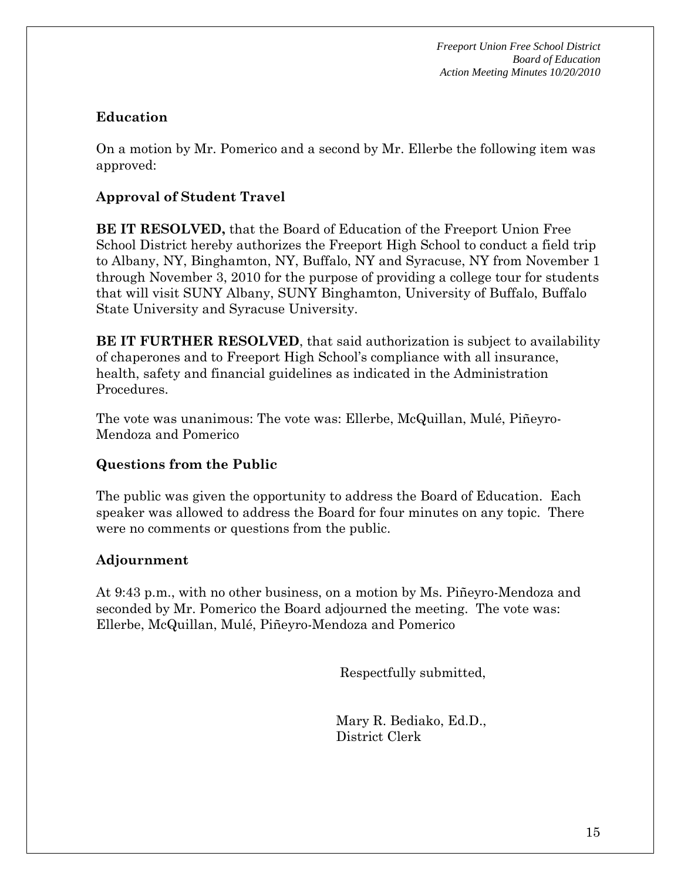### Education

On a motion by Mr. Pomerico and a second by Mr. Ellerbe the following item was approved:

### Approval of Student Travel

**BE IT RESOLVED,** that the Board of Education of the Freeport Union Free School District hereby authorizes the Freeport High School to conduct a field trip to Albany, NY, Binghamton, NY, Buffalo, NY and Syracuse, NY from November 1 through November 3, 2010 for the purpose of providing a college tour for students that will visit SUNY Albany, SUNY Binghamton, University of Buffalo, Buffalo State University and Syracuse University.

**BE IT FURTHER RESOLVED**, that said authorization is subject to availability of chaperones and to Freeport High School's compliance with all insurance, health, safety and financial guidelines as indicated in the Administration Procedures.

The vote was unanimous: The vote was: Ellerbe, McQuillan, Mulé, Piñeyro-Mendoza and Pomerico

### Questions from the Public

The public was given the opportunity to address the Board of Education. Each speaker was allowed to address the Board for four minutes on any topic. There were no comments or questions from the public.

### Adjournment

At 9:43 p.m., with no other business, on a motion by Ms. Piñeyro-Mendoza and seconded by Mr. Pomerico the Board adjourned the meeting. The vote was: Ellerbe, McQuillan, Mulé, Piñeyro-Mendoza and Pomerico

Respectfully submitted,

Mary R. Bediako, Ed.D.,
District Clerk